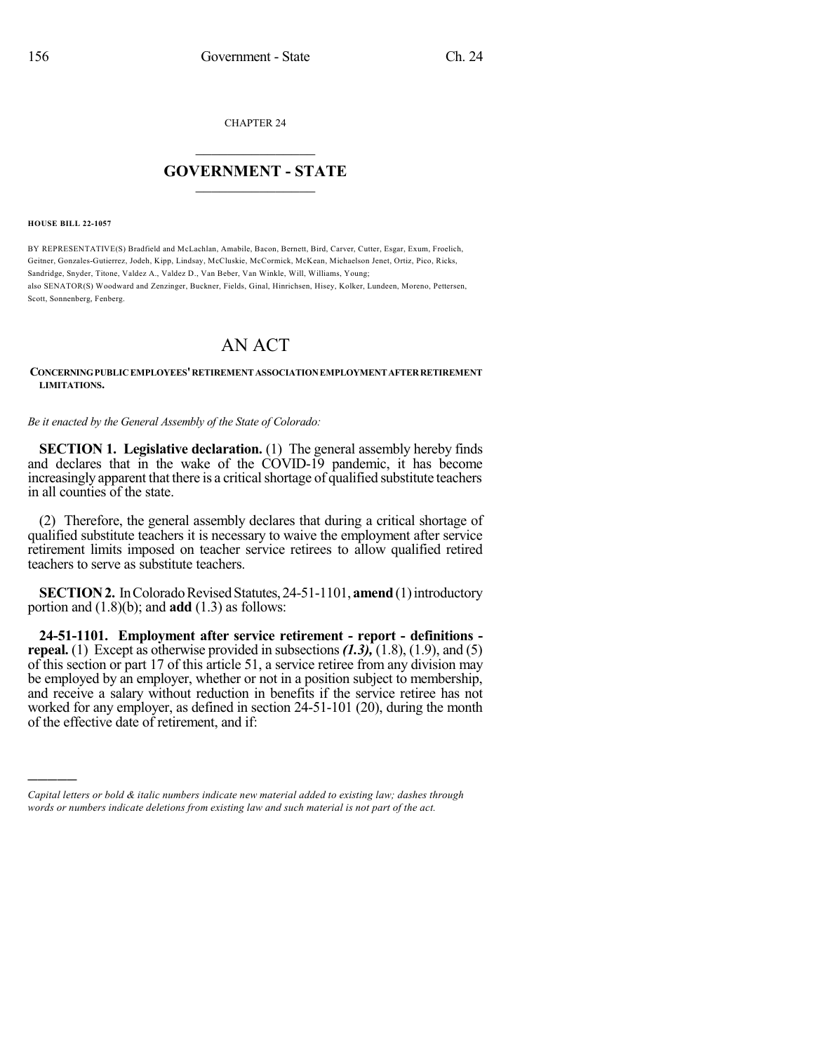CHAPTER 24

# GOVERNMENT - STATE

**HOUSE BILL 22-1057**

BY REPRESENTATIVE(S) Bradfield and McLachlan, Amabile, Bacon, Bernett, Bird, Carver, Cutter, Esgar, Exum, Froelich, Geitner, Gonzales-Gutierrez, Jodeh, Kipp, Lindsay, McCluskie, McCormick, McKean, Michaelson Jenet, Ortiz, Pico, Ricks, Sandridge, Snyder, Titone, Valdez A., Valdez D., Van Beber, Van Winkle, Will, Williams, Young;
also SENATOR(S) Woodward and Zenzinger, Buckner, Fields, Ginal, Hinrichsen, Hisey, Kolker, Lundeen, Moreno, Pettersen, Scott, Sonnenberg, Fenberg.

# AN ACT

**CONCERNING PUBLIC EMPLOYEES' RETIREMENT ASSOCIATION EMPLOYMENT AFTER RETIREMENT LIMITATIONS.**

*Be it enacted by the General Assembly of the State of Colorado:*

**SECTION 1. Legislative declaration.** (1) The general assembly hereby finds and declares that in the wake of the COVID-19 pandemic, it has become increasingly apparent that there is a critical shortage of qualified substitute teachers in all counties of the state.

(2) Therefore, the general assembly declares that during a critical shortage of qualified substitute teachers it is necessary to waive the employment after service retirement limits imposed on teacher service retirees to allow qualified retired teachers to serve as substitute teachers.

**SECTION 2.** In Colorado Revised Statutes, 24-51-1101, **amend** (1) introductory portion and (1.8)(b); and **add** (1.3) as follows:

**24-51-1101. Employment after service retirement - report - definitions - repeal.** (1) Except as otherwise provided in subsections ***(1.3),*** (1.8), (1.9), and (5) of this section or part 17 of this article 51, a service retiree from any division may be employed by an employer, whether or not in a position subject to membership, and receive a salary without reduction in benefits if the service retiree has not worked for any employer, as defined in section 24-51-101 (20), during the month of the effective date of retirement, and if:

---

*Capital letters or bold & italic numbers indicate new material added to existing law; dashes through words or numbers indicate deletions from existing law and such material is not part of the act.*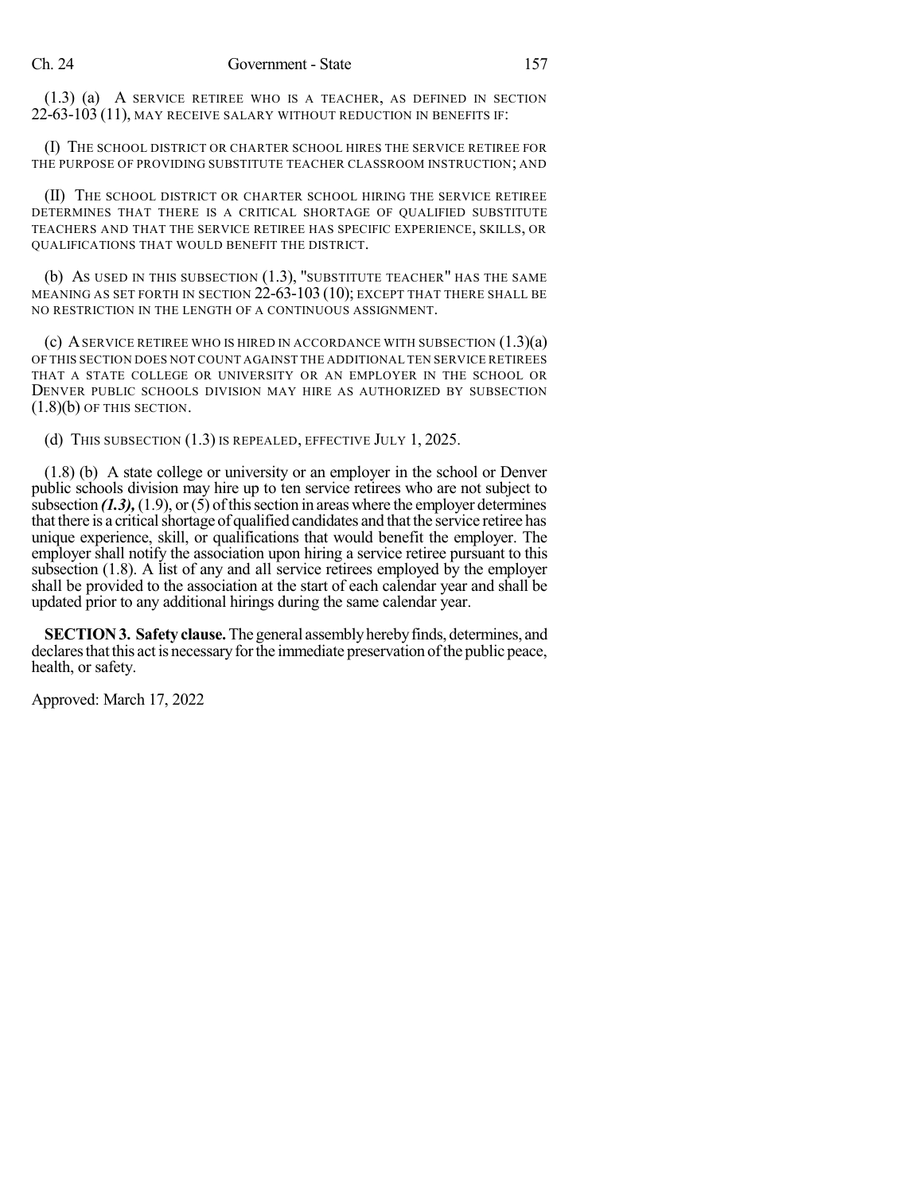(1.3) (a) A SERVICE RETIREE WHO IS A TEACHER, AS DEFINED IN SECTION 22-63-103 (11), MAY RECEIVE SALARY WITHOUT REDUCTION IN BENEFITS IF:

(I) THE SCHOOL DISTRICT OR CHARTER SCHOOL HIRES THE SERVICE RETIREE FOR THE PURPOSE OF PROVIDING SUBSTITUTE TEACHER CLASSROOM INSTRUCTION; AND

(II) THE SCHOOL DISTRICT OR CHARTER SCHOOL HIRING THE SERVICE RETIREE DETERMINES THAT THERE IS A CRITICAL SHORTAGE OF QUALIFIED SUBSTITUTE TEACHERS AND THAT THE SERVICE RETIREE HAS SPECIFIC EXPERIENCE, SKILLS, OR QUALIFICATIONS THAT WOULD BENEFIT THE DISTRICT.

(b) AS USED IN THIS SUBSECTION (1.3), "SUBSTITUTE TEACHER" HAS THE SAME MEANING AS SET FORTH IN SECTION 22-63-103 (10); EXCEPT THAT THERE SHALL BE NO RESTRICTION IN THE LENGTH OF A CONTINUOUS ASSIGNMENT.

(c) A SERVICE RETIREE WHO IS HIRED IN ACCORDANCE WITH SUBSECTION (1.3)(a) OF THIS SECTION DOES NOT COUNT AGAINST THE ADDITIONAL TEN SERVICE RETIREES THAT A STATE COLLEGE OR UNIVERSITY OR AN EMPLOYER IN THE SCHOOL OR DENVER PUBLIC SCHOOLS DIVISION MAY HIRE AS AUTHORIZED BY SUBSECTION (1.8)(b) OF THIS SECTION.

(d) THIS SUBSECTION (1.3) IS REPEALED, EFFECTIVE JULY 1, 2025.

(1.8) (b) A state college or university or an employer in the school or Denver public schools division may hire up to ten service retirees who are not subject to subsection ***(1.3),*** (1.9), or (5) of this section in areas where the employer determines that there is a critical shortage of qualified candidates and that the service retiree has unique experience, skill, or qualifications that would benefit the employer. The employer shall notify the association upon hiring a service retiree pursuant to this subsection (1.8). A list of any and all service retirees employed by the employer shall be provided to the association at the start of each calendar year and shall be updated prior to any additional hirings during the same calendar year.

**SECTION 3. Safety clause.** The general assembly hereby finds, determines, and declares that this act is necessary for the immediate preservation of the public peace, health, or safety.

Approved: March 17, 2022